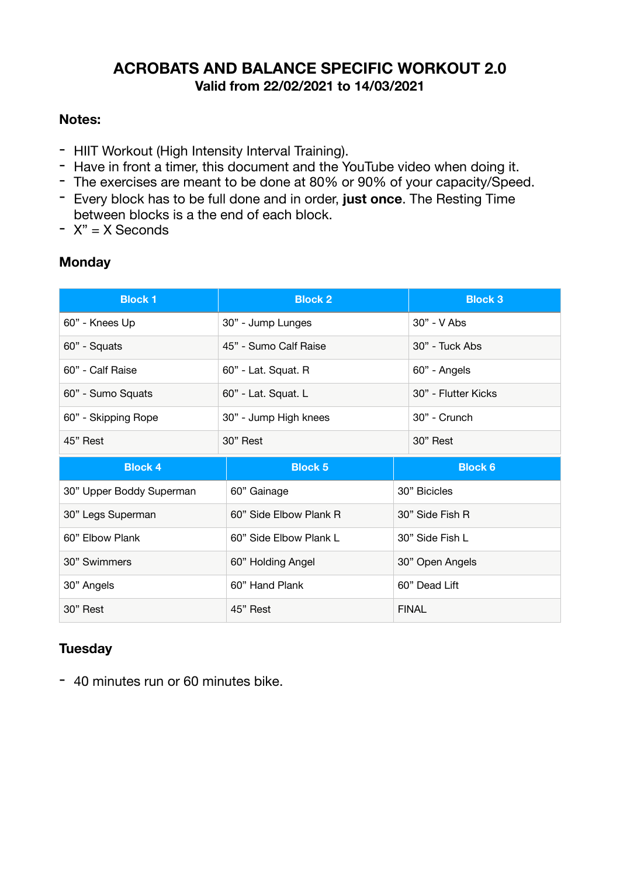# ACROBATS AND BALANCE SPECIFIC WORKOUT 2.0

**Valid from 22/02/2021 to 14/03/2021**

### Notes:

- HIIT Workout (High Intensity Interval Training).
- Have in front a timer, this document and the YouTube video when doing it.
- The exercises are meant to be done at 80% or 90% of your capacity/Speed.
- Every block has to be full done and in order, **just once**. The Resting Time between blocks is a the end of each block.
- X" = X Seconds

### Monday

| Block 1 | Block 2 | Block 3 |
|---|---|---|
| 60" - Knees Up | 30" - Jump Lunges | 30" - V Abs |
| 60" - Squats | 45" - Sumo Calf Raise | 30" - Tuck Abs |
| 60" - Calf Raise | 60" - Lat. Squat. R | 60" - Angels |
| 60" - Sumo Squats | 60" - Lat. Squat. L | 30" - Flutter Kicks |
| 60" - Skipping Rope | 30" - Jump High knees | 30" - Crunch |
| 45" Rest | 30" Rest | 30" Rest |

| Block 4 | Block 5 | Block 6 |
|---|---|---|
| 30" Upper Boddy Superman | 60" Gainage | 30" Bicicles |
| 30" Legs Superman | 60" Side Elbow Plank R | 30" Side Fish R |
| 60" Elbow Plank | 60" Side Elbow Plank L | 30" Side Fish L |
| 30" Swimmers | 60" Holding Angel | 30" Open Angels |
| 30" Angels | 60" Hand Plank | 60" Dead Lift |
| 30" Rest | 45" Rest | FINAL |

### Tuesday

- 40 minutes run or 60 minutes bike.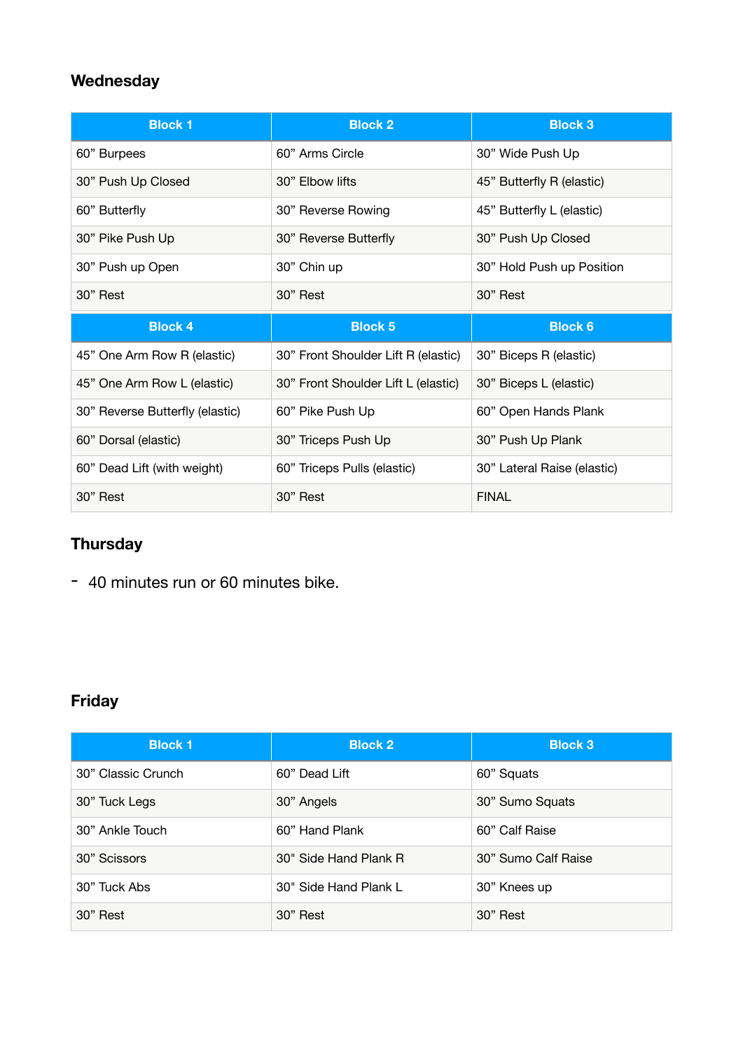## Wednesday

| Block 1 | Block 2 | Block 3 |
|---|---|---|
| 60” Burpees | 60” Arms Circle | 30” Wide Push Up |
| 30” Push Up Closed | 30” Elbow lifts | 45” Butterfly R (elastic) |
| 60” Butterfly | 30” Reverse Rowing | 45” Butterfly L (elastic) |
| 30” Pike Push Up | 30” Reverse Butterfly | 30” Push Up Closed |
| 30” Push up Open | 30” Chin up | 30” Hold Push up Position |
| 30” Rest | 30” Rest | 30” Rest |
| **Block 4** | **Block 5** | **Block 6** |
| 45” One Arm Row R (elastic) | 30” Front Shoulder Lift R (elastic) | 30” Biceps R (elastic) |
| 45” One Arm Row L (elastic) | 30” Front Shoulder Lift L (elastic) | 30” Biceps L (elastic) |
| 30” Reverse Butterfly (elastic) | 60” Pike Push Up | 60” Open Hands Plank |
| 60” Dorsal (elastic) | 30” Triceps Push Up | 30” Push Up Plank |
| 60” Dead Lift (with weight) | 60” Triceps Pulls (elastic) | 30” Lateral Raise (elastic) |
| 30” Rest | 30” Rest | FINAL |

## Thursday

- 40 minutes run or 60 minutes bike.

## Friday

| Block 1 | Block 2 | Block 3 |
|---|---|---|
| 30” Classic Crunch | 60” Dead Lift | 60” Squats |
| 30” Tuck Legs | 30” Angels | 30” Sumo Squats |
| 30” Ankle Touch | 60” Hand Plank | 60” Calf Raise |
| 30” Scissors | 30" Side Hand Plank R | 30” Sumo Calf Raise |
| 30” Tuck Abs | 30" Side Hand Plank L | 30” Knees up |
| 30” Rest | 30” Rest | 30” Rest |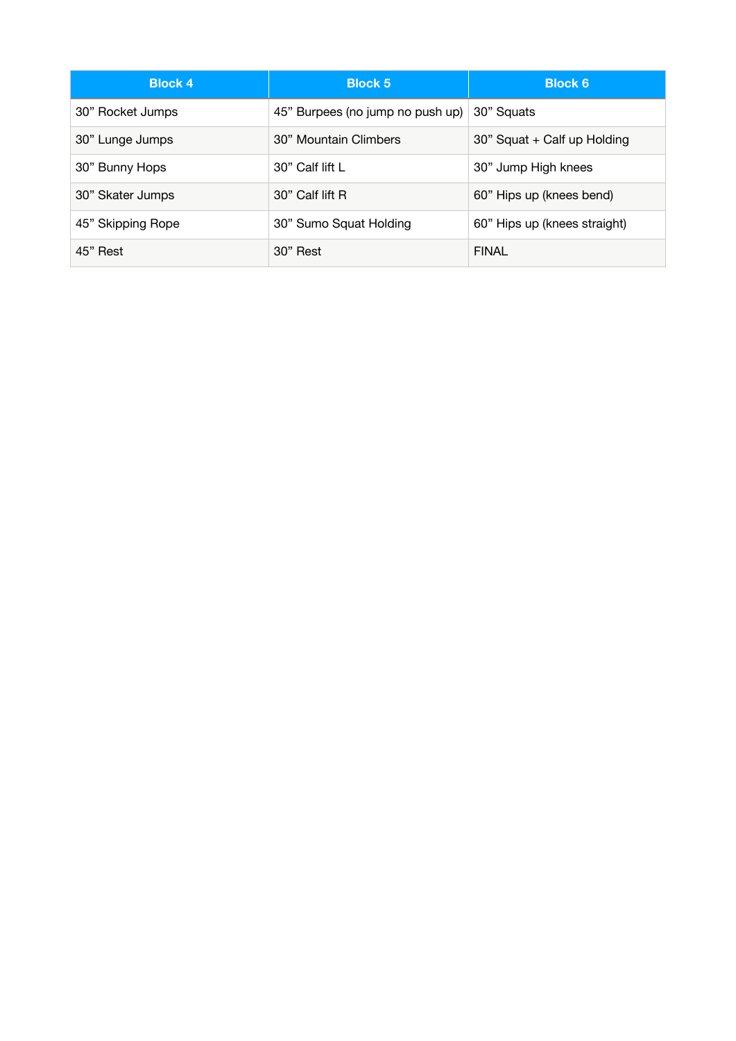| Block 4 | Block 5 | Block 6 |
| --- | --- | --- |
| 30” Rocket Jumps | 45” Burpees (no jump no push up) | 30” Squats |
| 30” Lunge Jumps | 30” Mountain Climbers | 30” Squat + Calf up Holding |
| 30” Bunny Hops | 30” Calf lift L | 30” Jump High knees |
| 30” Skater Jumps | 30” Calf lift R | 60” Hips up (knees bend) |
| 45” Skipping Rope | 30” Sumo Squat Holding | 60” Hips up (knees straight) |
| 45” Rest | 30” Rest | FINAL |